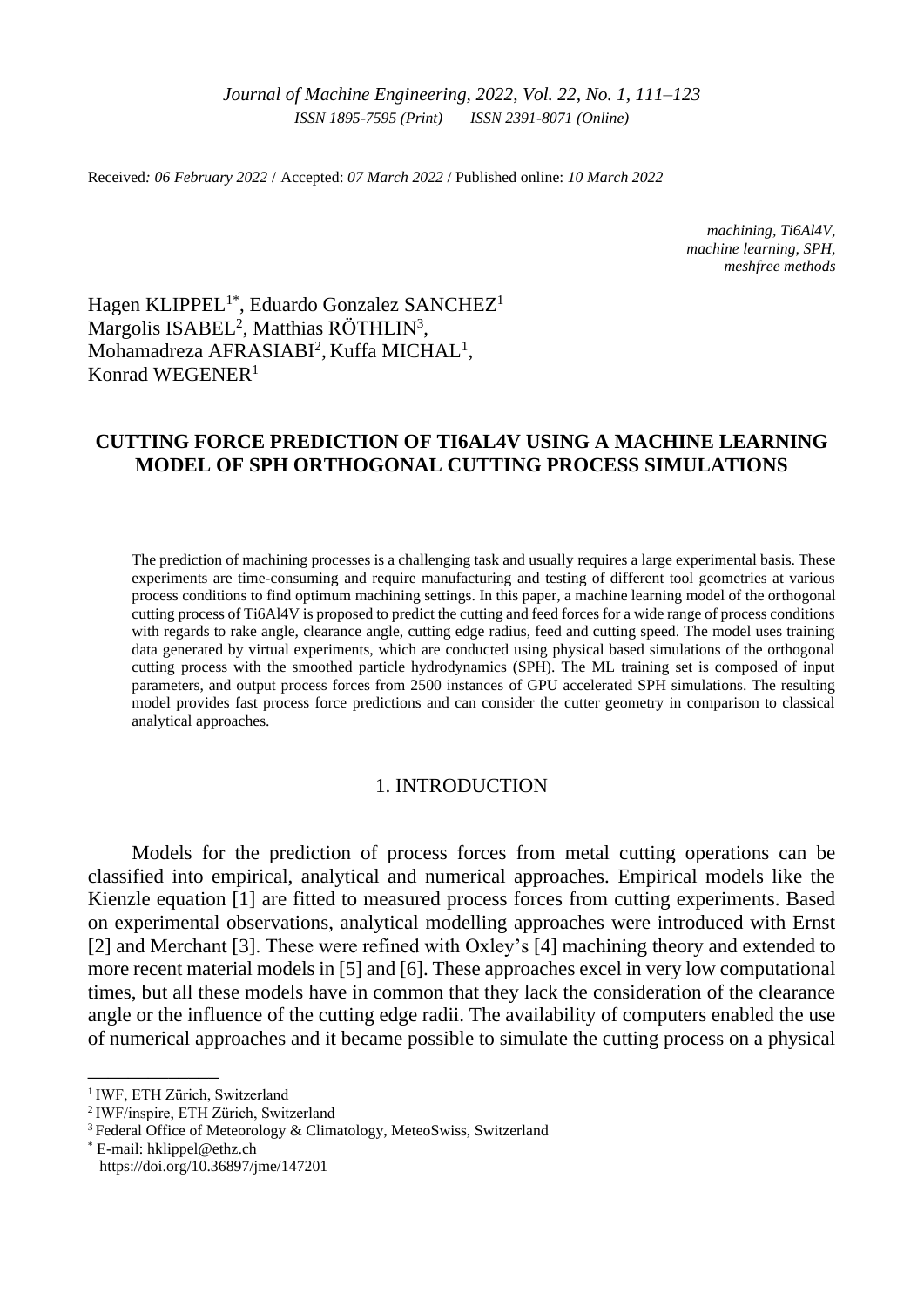Received: *06 February 2022* / Accepted: *07 March 2022* / Published online: *10 March 2022*

*machining, Ti6Al4V,*
*machine learning, SPH,*
*meshfree methods*

Hagen KLIPPEL[1*], Eduardo Gonzalez SANCHEZ[1]
Margolis ISABEL[2], Matthias RÖTHLIN[3],
Mohamadreza AFRASIABI[2], Kuffa MICHAL[1],
Konrad WEGENER[1]

# CUTTING FORCE PREDICTION OF TI6AL4V USING A MACHINE LEARNING MODEL OF SPH ORTHOGONAL CUTTING PROCESS SIMULATIONS

The prediction of machining processes is a challenging task and usually requires a large experimental basis. These experiments are time-consuming and require manufacturing and testing of different tool geometries at various process conditions to find optimum machining settings. In this paper, a machine learning model of the orthogonal cutting process of Ti6Al4V is proposed to predict the cutting and feed forces for a wide range of process conditions with regards to rake angle, clearance angle, cutting edge radius, feed and cutting speed. The model uses training data generated by virtual experiments, which are conducted using physical based simulations of the orthogonal cutting process with the smoothed particle hydrodynamics (SPH). The ML training set is composed of input parameters, and output process forces from 2500 instances of GPU accelerated SPH simulations. The resulting model provides fast process force predictions and can consider the cutter geometry in comparison to classical analytical approaches.

## 1. INTRODUCTION

Models for the prediction of process forces from metal cutting operations can be classified into empirical, analytical and numerical approaches. Empirical models like the Kienzle equation [1] are fitted to measured process forces from cutting experiments. Based on experimental observations, analytical modelling approaches were introduced with Ernst [2] and Merchant [3]. These were refined with Oxley's [4] machining theory and extended to more recent material models in [5] and [6]. These approaches excel in very low computational times, but all these models have in common that they lack the consideration of the clearance angle or the influence of the cutting edge radii. The availability of computers enabled the use of numerical approaches and it became possible to simulate the cutting process on a physical

---

[1] IWF, ETH Zürich, Switzerland
[2] IWF/inspire, ETH Zürich, Switzerland
[3] Federal Office of Meteorology & Climatology, MeteoSwiss, Switzerland
[*] E-mail: hklippel@ethz.ch
https://doi.org/10.36897/jme/147201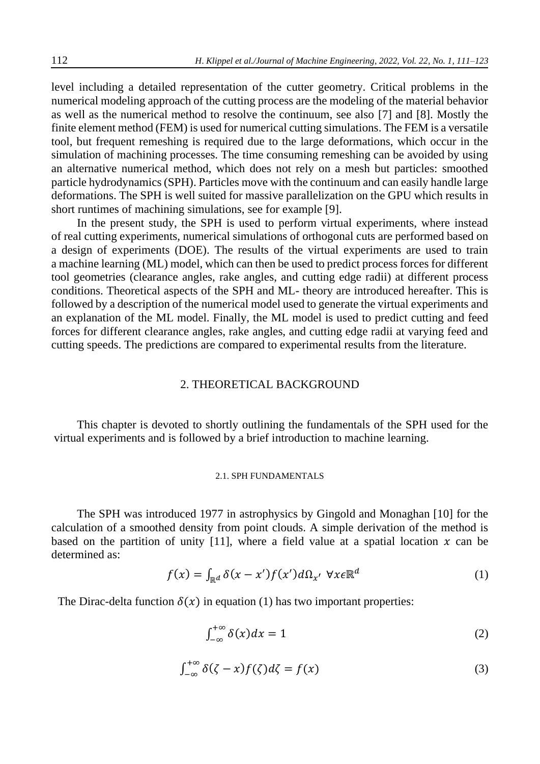level including a detailed representation of the cutter geometry. Critical problems in the numerical modeling approach of the cutting process are the modeling of the material behavior as well as the numerical method to resolve the continuum, see also [7] and [8]. Mostly the finite element method (FEM) is used for numerical cutting simulations. The FEM is a versatile tool, but frequent remeshing is required due to the large deformations, which occur in the simulation of machining processes. The time consuming remeshing can be avoided by using an alternative numerical method, which does not rely on a mesh but particles: smoothed particle hydrodynamics (SPH). Particles move with the continuum and can easily handle large deformations. The SPH is well suited for massive parallelization on the GPU which results in short runtimes of machining simulations, see for example [9].

In the present study, the SPH is used to perform virtual experiments, where instead of real cutting experiments, numerical simulations of orthogonal cuts are performed based on a design of experiments (DOE). The results of the virtual experiments are used to train a machine learning (ML) model, which can then be used to predict process forces for different tool geometries (clearance angles, rake angles, and cutting edge radii) at different process conditions. Theoretical aspects of the SPH and ML- theory are introduced hereafter. This is followed by a description of the numerical model used to generate the virtual experiments and an explanation of the ML model. Finally, the ML model is used to predict cutting and feed forces for different clearance angles, rake angles, and cutting edge radii at varying feed and cutting speeds. The predictions are compared to experimental results from the literature.

## 2. THEORETICAL BACKGROUND

This chapter is devoted to shortly outlining the fundamentals of the SPH used for the virtual experiments and is followed by a brief introduction to machine learning.

### 2.1. SPH FUNDAMENTALS

The SPH was introduced 1977 in astrophysics by Gingold and Monaghan [10] for the calculation of a smoothed density from point clouds. A simple derivation of the method is based on the partition of unity [11], where a field value at a spatial location $x$ can be determined as:

$$f(x) = \int_{\mathbb{R}^d} \delta(x - x') f(x') d\Omega_{x'} \;\; \forall x \epsilon \mathbb{R}^d \tag{1}$$

The Dirac-delta function $\delta(x)$ in equation (1) has two important properties:

$$\int_{-\infty}^{+\infty} \delta(x) dx = 1 \tag{2}$$

$$\int_{-\infty}^{+\infty} \delta(\zeta - x) f(\zeta) d\zeta = f(x) \tag{3}$$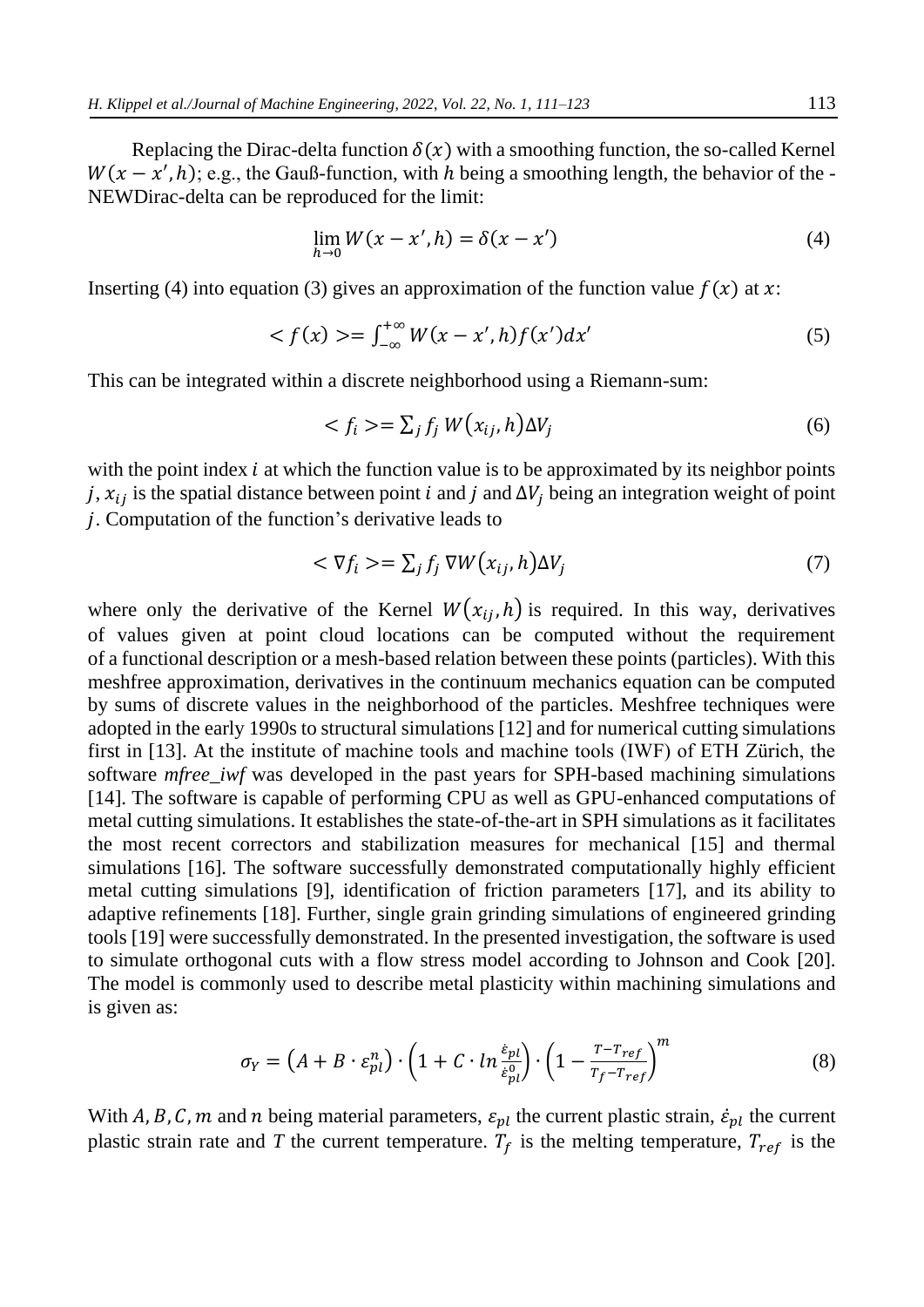Replacing the Dirac-delta function $\delta(x)$ with a smoothing function, the so-called Kernel $W(x-x',h)$; e.g., the Gauß-function, with $h$ being a smoothing length, the behavior of the -NEWDirac-delta can be reproduced for the limit:

$$\lim_{h\to 0} W(x-x',h) = \delta(x-x') \tag{4}$$

Inserting (4) into equation (3) gives an approximation of the function value $f(x)$ at $x$:

$$< f(x) >= \int_{-\infty}^{+\infty} W(x-x',h) f(x') dx' \tag{5}$$

This can be integrated within a discrete neighborhood using a Riemann-sum:

$$< f_i >= \sum_j f_j \, W(x_{ij},h) \Delta V_j \tag{6}$$

with the point index $i$ at which the function value is to be approximated by its neighbor points $j$, $x_{ij}$ is the spatial distance between point $i$ and $j$ and $\Delta V_j$ being an integration weight of point $j$. Computation of the function's derivative leads to

$$< \nabla f_i >= \sum_j f_j \, \nabla W(x_{ij},h) \Delta V_j \tag{7}$$

where only the derivative of the Kernel $W(x_{ij},h)$ is required. In this way, derivatives of values given at point cloud locations can be computed without the requirement of a functional description or a mesh-based relation between these points (particles). With this meshfree approximation, derivatives in the continuum mechanics equation can be computed by sums of discrete values in the neighborhood of the particles. Meshfree techniques were adopted in the early 1990s to structural simulations [12] and for numerical cutting simulations first in [13]. At the institute of machine tools and machine tools (IWF) of ETH Zürich, the software *mfree_iwf* was developed in the past years for SPH-based machining simulations [14]. The software is capable of performing CPU as well as GPU-enhanced computations of metal cutting simulations. It establishes the state-of-the-art in SPH simulations as it facilitates the most recent correctors and stabilization measures for mechanical [15] and thermal simulations [16]. The software successfully demonstrated computationally highly efficient metal cutting simulations [9], identification of friction parameters [17], and its ability to adaptive refinements [18]. Further, single grain grinding simulations of engineered grinding tools [19] were successfully demonstrated. In the presented investigation, the software is used to simulate orthogonal cuts with a flow stress model according to Johnson and Cook [20]. The model is commonly used to describe metal plasticity within machining simulations and is given as:

$$\sigma_Y = \left(A + B \cdot \varepsilon_{pl}^n\right) \cdot \left(1 + C \cdot ln \frac{\dot{\varepsilon}_{pl}}{\dot{\varepsilon}_{pl}^0}\right) \cdot \left(1 - \frac{T - T_{ref}}{T_f - T_{ref}}\right)^m \tag{8}$$

With $A, B, C, m$ and $n$ being material parameters, $\varepsilon_{pl}$ the current plastic strain, $\dot{\varepsilon}_{pl}$ the current plastic strain rate and $T$ the current temperature. $T_f$ is the melting temperature, $T_{ref}$ is the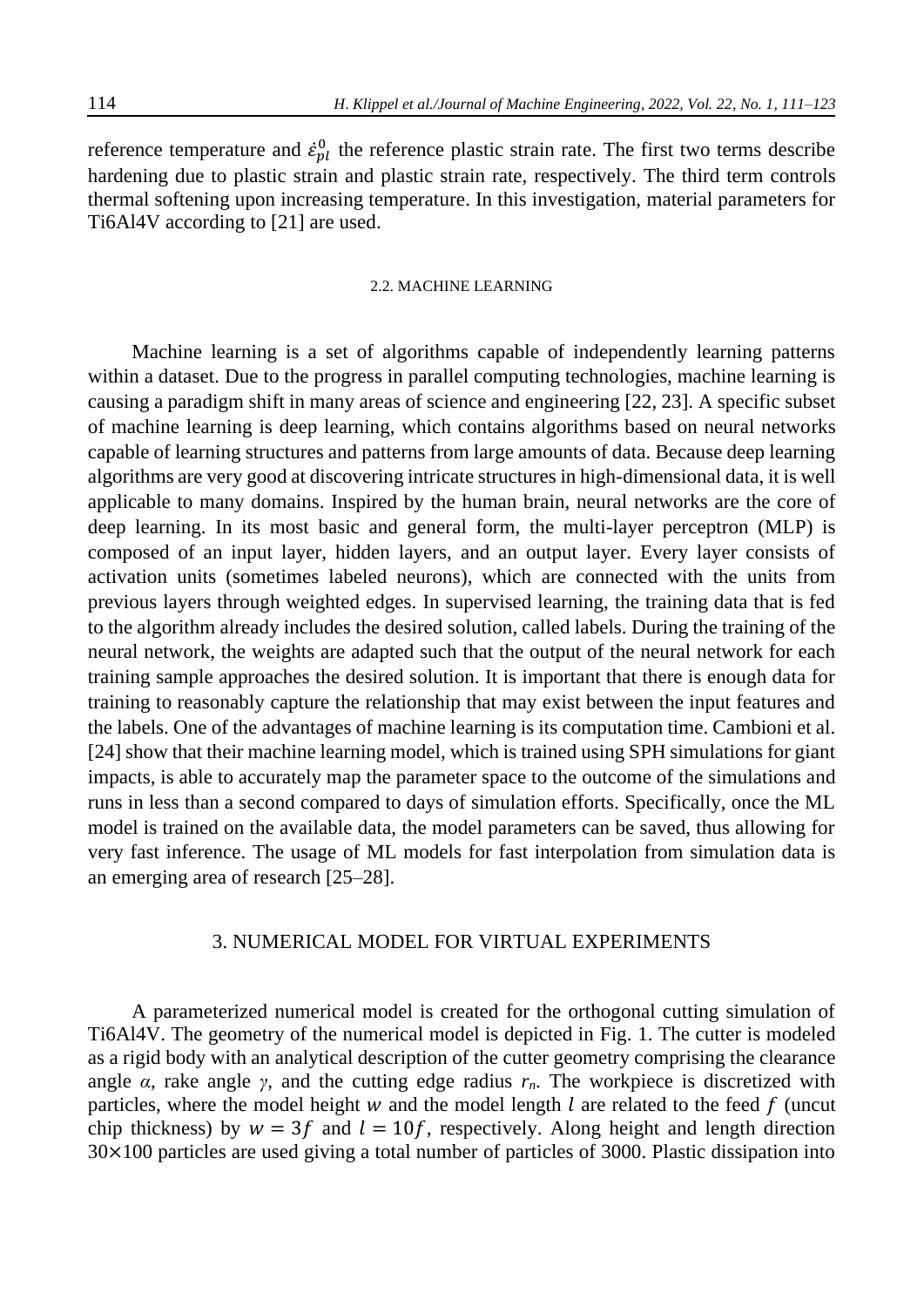reference temperature and $\dot{\varepsilon}_{pl}^{0}$ the reference plastic strain rate. The first two terms describe hardening due to plastic strain and plastic strain rate, respectively. The third term controls thermal softening upon increasing temperature. In this investigation, material parameters for Ti6Al4V according to [21] are used.

### 2.2. MACHINE LEARNING

Machine learning is a set of algorithms capable of independently learning patterns within a dataset. Due to the progress in parallel computing technologies, machine learning is causing a paradigm shift in many areas of science and engineering [22, 23]. A specific subset of machine learning is deep learning, which contains algorithms based on neural networks capable of learning structures and patterns from large amounts of data. Because deep learning algorithms are very good at discovering intricate structures in high-dimensional data, it is well applicable to many domains. Inspired by the human brain, neural networks are the core of deep learning. In its most basic and general form, the multi-layer perceptron (MLP) is composed of an input layer, hidden layers, and an output layer. Every layer consists of activation units (sometimes labeled neurons), which are connected with the units from previous layers through weighted edges. In supervised learning, the training data that is fed to the algorithm already includes the desired solution, called labels. During the training of the neural network, the weights are adapted such that the output of the neural network for each training sample approaches the desired solution. It is important that there is enough data for training to reasonably capture the relationship that may exist between the input features and the labels. One of the advantages of machine learning is its computation time. Cambioni et al. [24] show that their machine learning model, which is trained using SPH simulations for giant impacts, is able to accurately map the parameter space to the outcome of the simulations and runs in less than a second compared to days of simulation efforts. Specifically, once the ML model is trained on the available data, the model parameters can be saved, thus allowing for very fast inference. The usage of ML models for fast interpolation from simulation data is an emerging area of research [25–28].

## 3. NUMERICAL MODEL FOR VIRTUAL EXPERIMENTS

A parameterized numerical model is created for the orthogonal cutting simulation of Ti6Al4V. The geometry of the numerical model is depicted in Fig. 1. The cutter is modeled as a rigid body with an analytical description of the cutter geometry comprising the clearance angle $\alpha$, rake angle $\gamma$, and the cutting edge radius $r_n$. The workpiece is discretized with particles, where the model height $w$ and the model length $l$ are related to the feed $f$ (uncut chip thickness) by $w = 3f$ and $l = 10f$, respectively. Along height and length direction $30 \times 100$ particles are used giving a total number of particles of 3000. Plastic dissipation into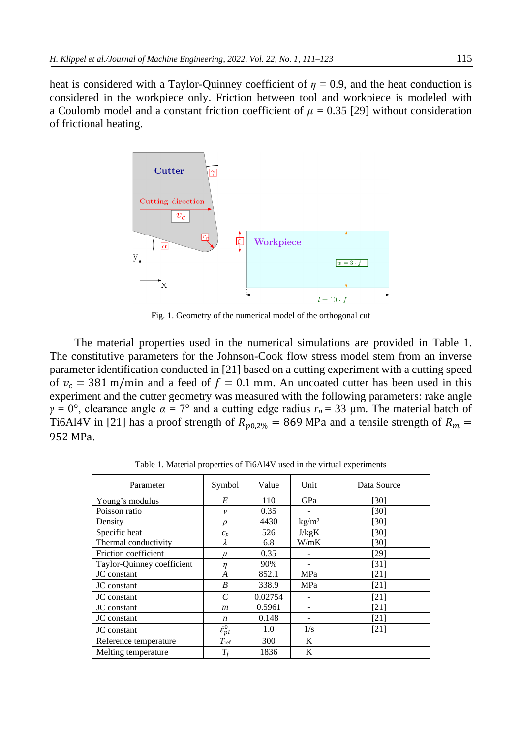heat is considered with a Taylor-Quinney coefficient of $\eta$ = 0.9, and the heat conduction is considered in the workpiece only. Friction between tool and workpiece is modeled with a Coulomb model and a constant friction coefficient of $\mu$ = 0.35 [29] without consideration of frictional heating.

Fig. 1. Geometry of the numerical model of the orthogonal cut

The material properties used in the numerical simulations are provided in Table 1. The constitutive parameters for the Johnson-Cook flow stress model stem from an inverse parameter identification conducted in [21] based on a cutting experiment with a cutting speed of $v_c = 381$ m/min and a feed of $f = 0.1$ mm. An uncoated cutter has been used in this experiment and the cutter geometry was measured with the following parameters: rake angle $\gamma$ = 0°, clearance angle $\alpha$ = 7° and a cutting edge radius $r_n$ = 33 µm. The material batch of Ti6Al4V in [21] has a proof strength of $R_{p0,2\%} = 869$ MPa and a tensile strength of $R_m = 952$ MPa.

Table 1. Material properties of Ti6Al4V used in the virtual experiments

| Parameter | Symbol | Value | Unit | Data Source |
|---|---|---|---|---|
| Young's modulus | $E$ | 110 | GPa | [30] |
| Poisson ratio | $v$ | 0.35 | - | [30] |
| Density | $\rho$ | 4430 | kg/m³ | [30] |
| Specific heat | $c_p$ | 526 | J/kgK | [30] |
| Thermal conductivity | $\lambda$ | 6.8 | W/mK | [30] |
| Friction coefficient | $\mu$ | 0.35 | - | [29] |
| Taylor-Quinney coefficient | $\eta$ | 90% | - | [31] |
| JC constant | $A$ | 852.1 | MPa | [21] |
| JC constant | $B$ | 338.9 | MPa | [21] |
| JC constant | $C$ | 0.02754 | - | [21] |
| JC constant | $m$ | 0.5961 | - | [21] |
| JC constant | $n$ | 0.148 | - | [21] |
| JC constant | $\dot{\varepsilon}_{pl}^{0}$ | 1.0 | 1/s | [21] |
| Reference temperature | $T_{ref}$ | 300 | K | |
| Melting temperature | $T_f$ | 1836 | K | |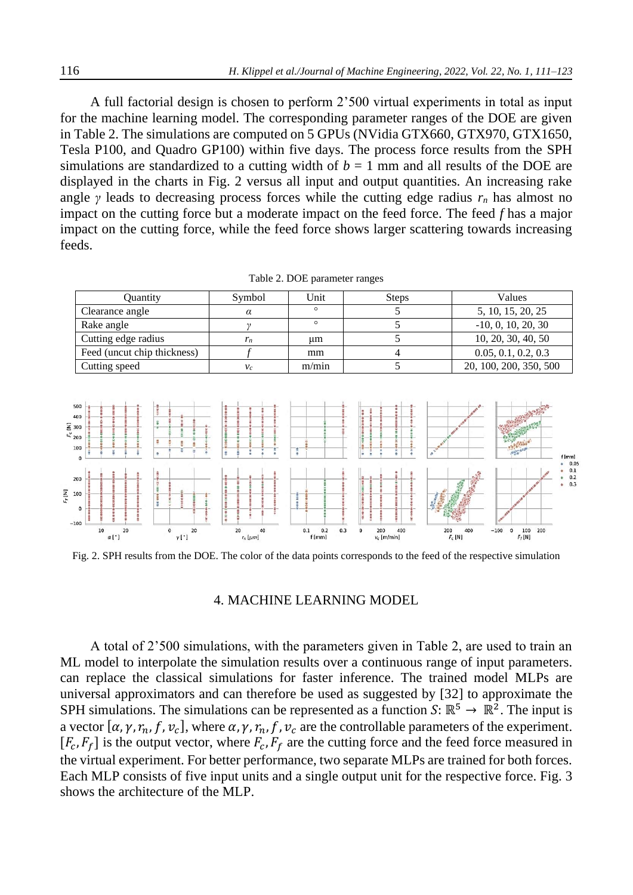A full factorial design is chosen to perform 2'500 virtual experiments in total as input for the machine learning model. The corresponding parameter ranges of the DOE are given in Table 2. The simulations are computed on 5 GPUs (NVidia GTX660, GTX970, GTX1650, Tesla P100, and Quadro GP100) within five days. The process force results from the SPH simulations are standardized to a cutting width of $b$ = 1 mm and all results of the DOE are displayed in the charts in Fig. 2 versus all input and output quantities. An increasing rake angle $\gamma$ leads to decreasing process forces while the cutting edge radius $r_n$ has almost no impact on the cutting force but a moderate impact on the feed force. The feed $f$ has a major impact on the cutting force, while the feed force shows larger scattering towards increasing feeds.

Table 2. DOE parameter ranges

| Quantity | Symbol | Unit | Steps | Values |
|---|---|---|---|---|
| Clearance angle | $\alpha$ | ° | 5 | 5, 10, 15, 20, 25 |
| Rake angle | $\gamma$ | ° | 5 | -10, 0, 10, 20, 30 |
| Cutting edge radius | $r_n$ | µm | 5 | 10, 20, 30, 40, 50 |
| Feed (uncut chip thickness) | $f$ | mm | 4 | 0.05, 0.1, 0.2, 0.3 |
| Cutting speed | $v_c$ | m/min | 5 | 20, 100, 200, 350, 500 |

Fig. 2. SPH results from the DOE. The color of the data points corresponds to the feed of the respective simulation

## 4. MACHINE LEARNING MODEL

A total of 2'500 simulations, with the parameters given in Table 2, are used to train an ML model to interpolate the simulation results over a continuous range of input parameters. can replace the classical simulations for faster inference. The trained model MLPs are universal approximators and can therefore be used as suggested by [32] to approximate the SPH simulations. The simulations can be represented as a function $S: \mathbb{R}^5 \rightarrow \mathbb{R}^2$. The input is a vector $[\alpha, \gamma, r_n, f, v_c]$, where $\alpha, \gamma, r_n, f, v_c$ are the controllable parameters of the experiment. $[F_c, F_f]$ is the output vector, where $F_c, F_f$ are the cutting force and the feed force measured in the virtual experiment. For better performance, two separate MLPs are trained for both forces. Each MLP consists of five input units and a single output unit for the respective force. Fig. 3 shows the architecture of the MLP.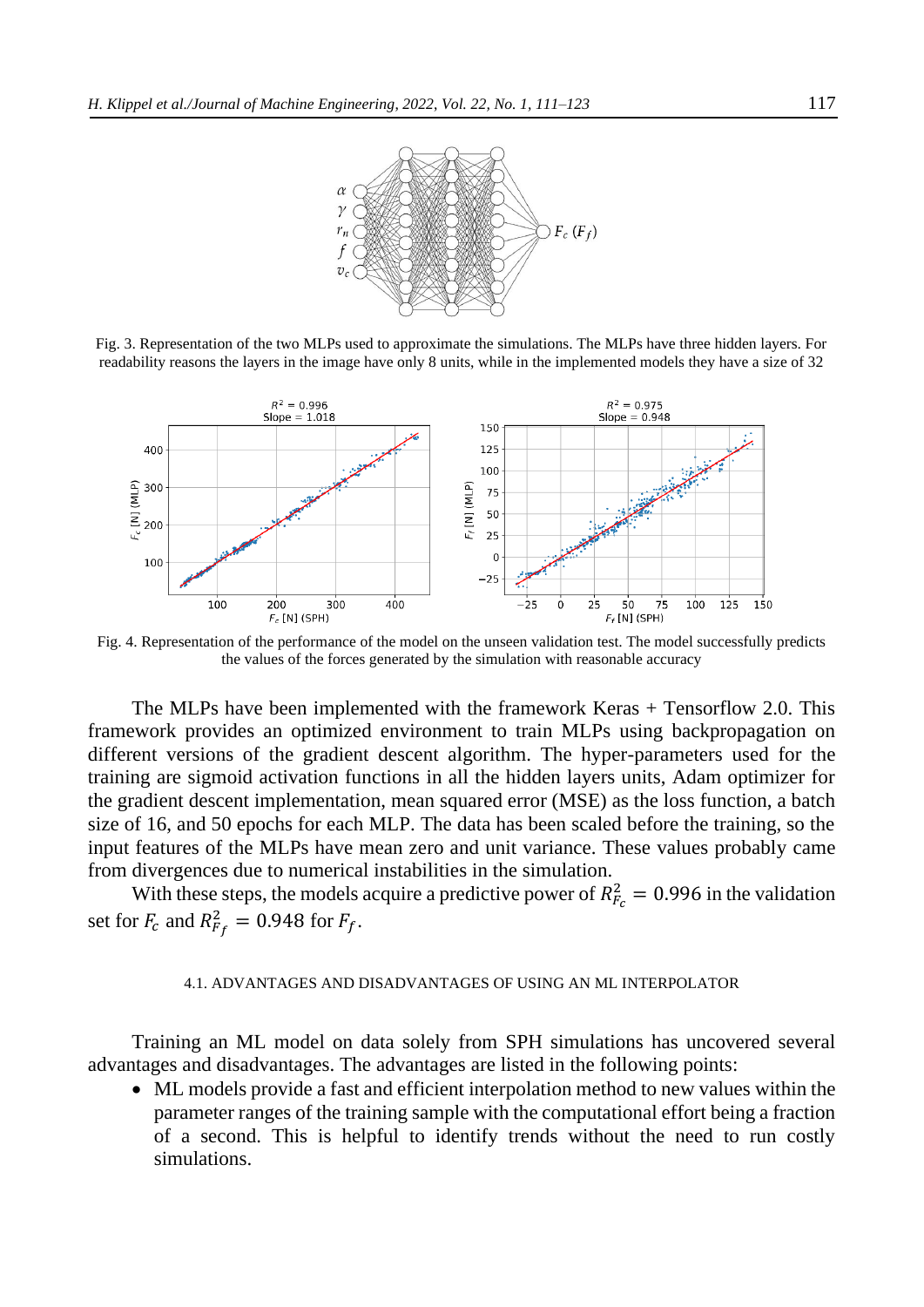Fig. 3. Representation of the two MLPs used to approximate the simulations. The MLPs have three hidden layers. For readability reasons the layers in the image have only 8 units, while in the implemented models they have a size of 32

Fig. 4. Representation of the performance of the model on the unseen validation test. The model successfully predicts the values of the forces generated by the simulation with reasonable accuracy

The MLPs have been implemented with the framework Keras + Tensorflow 2.0. This framework provides an optimized environment to train MLPs using backpropagation on different versions of the gradient descent algorithm. The hyper-parameters used for the training are sigmoid activation functions in all the hidden layers units, Adam optimizer for the gradient descent implementation, mean squared error (MSE) as the loss function, a batch size of 16, and 50 epochs for each MLP. The data has been scaled before the training, so the input features of the MLPs have mean zero and unit variance. These values probably came from divergences due to numerical instabilities in the simulation.

With these steps, the models acquire a predictive power of $R^2_{F_c} = 0.996$ in the validation set for $F_c$ and $R^2_{F_f} = 0.948$ for $F_f$.

#### 4.1. ADVANTAGES AND DISADVANTAGES OF USING AN ML INTERPOLATOR

Training an ML model on data solely from SPH simulations has uncovered several advantages and disadvantages. The advantages are listed in the following points:

- ML models provide a fast and efficient interpolation method to new values within the parameter ranges of the training sample with the computational effort being a fraction of a second. This is helpful to identify trends without the need to run costly simulations.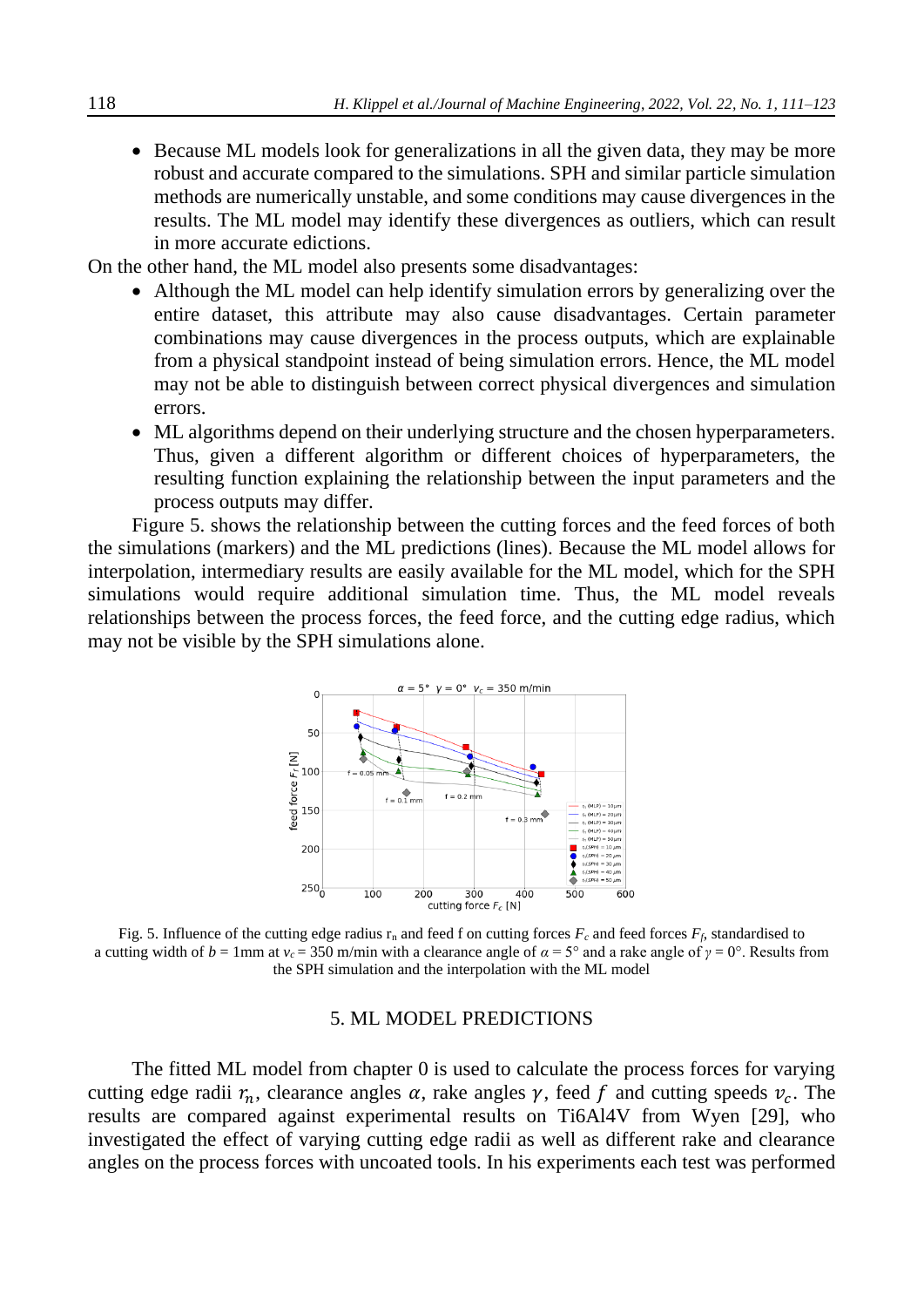- Because ML models look for generalizations in all the given data, they may be more robust and accurate compared to the simulations. SPH and similar particle simulation methods are numerically unstable, and some conditions may cause divergences in the results. The ML model may identify these divergences as outliers, which can result in more accurate edictions.

On the other hand, the ML model also presents some disadvantages:

- Although the ML model can help identify simulation errors by generalizing over the entire dataset, this attribute may also cause disadvantages. Certain parameter combinations may cause divergences in the process outputs, which are explainable from a physical standpoint instead of being simulation errors. Hence, the ML model may not be able to distinguish between correct physical divergences and simulation errors.
- ML algorithms depend on their underlying structure and the chosen hyperparameters. Thus, given a different algorithm or different choices of hyperparameters, the resulting function explaining the relationship between the input parameters and the process outputs may differ.

Figure 5. shows the relationship between the cutting forces and the feed forces of both the simulations (markers) and the ML predictions (lines). Because the ML model allows for interpolation, intermediary results are easily available for the ML model, which for the SPH simulations would require additional simulation time. Thus, the ML model reveals relationships between the process forces, the feed force, and the cutting edge radius, which may not be visible by the SPH simulations alone.

Fig. 5. Influence of the cutting edge radius $r_n$ and feed f on cutting forces $F_c$ and feed forces $F_f$, standardised to a cutting width of $b$ = 1mm at $v_c$ = 350 m/min with a clearance angle of $\alpha$ = 5° and a rake angle of $\gamma$ = 0°. Results from the SPH simulation and the interpolation with the ML model

## 5. ML MODEL PREDICTIONS

The fitted ML model from chapter 0 is used to calculate the process forces for varying cutting edge radii $r_n$, clearance angles $\alpha$, rake angles $\gamma$, feed $f$ and cutting speeds $v_c$. The results are compared against experimental results on Ti6Al4V from Wyen [29], who investigated the effect of varying cutting edge radii as well as different rake and clearance angles on the process forces with uncoated tools. In his experiments each test was performed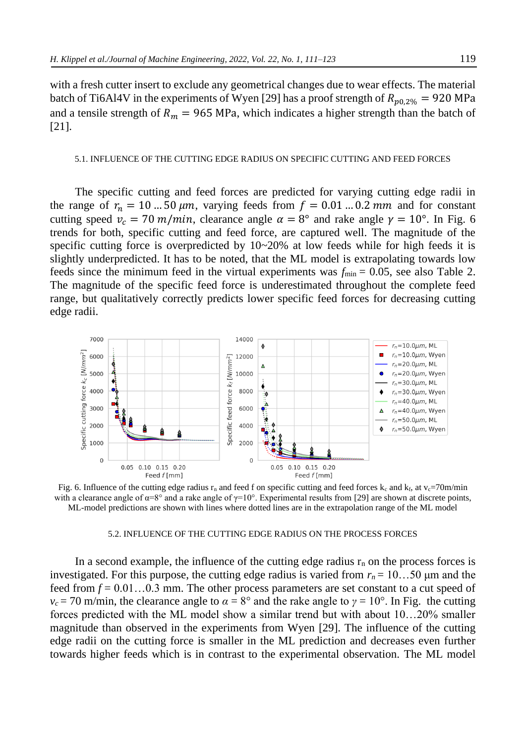with a fresh cutter insert to exclude any geometrical changes due to wear effects. The material batch of Ti6Al4V in the experiments of Wyen [29] has a proof strength of $R_{p0,2\%} = 920$ MPa and a tensile strength of $R_m = 965$ MPa, which indicates a higher strength than the batch of [21].

### 5.1. INFLUENCE OF THE CUTTING EDGE RADIUS ON SPECIFIC CUTTING AND FEED FORCES

The specific cutting and feed forces are predicted for varying cutting edge radii in the range of $r_n = 10 \ldots 50\ \mu m$, varying feeds from $f = 0.01 \ldots 0.2\ mm$ and for constant cutting speed $v_c = 70\ m/min$, clearance angle $\alpha = 8°$ and rake angle $\gamma = 10°$. In Fig. 6 trends for both, specific cutting and feed force, are captured well. The magnitude of the specific cutting force is overpredicted by 10~20% at low feeds while for high feeds it is slightly underpredicted. It has to be noted, that the ML model is extrapolating towards low feeds since the minimum feed in the virtual experiments was $f_{\min} = 0.05$, see also Table 2. The magnitude of the specific feed force is underestimated throughout the complete feed range, but qualitatively correctly predicts lower specific feed forces for decreasing cutting edge radii.

Fig. 6. Influence of the cutting edge radius $r_n$ and feed f on specific cutting and feed forces $k_c$ and $k_f$, at $v_c$=70m/min with a clearance angle of $\alpha$=8° and a rake angle of $\gamma$=10°. Experimental results from [29] are shown at discrete points, ML-model predictions are shown with lines where dotted lines are in the extrapolation range of the ML model

### 5.2. INFLUENCE OF THE CUTTING EDGE RADIUS ON THE PROCESS FORCES

In a second example, the influence of the cutting edge radius $r_n$ on the process forces is investigated. For this purpose, the cutting edge radius is varied from $r_n = 10\ldots50$ µm and the feed from $f = 0.01\ldots0.3$ mm. The other process parameters are set constant to a cut speed of $v_c = 70$ m/min, the clearance angle to $\alpha = 8°$ and the rake angle to $\gamma = 10°$. In Fig. the cutting forces predicted with the ML model show a similar trend but with about 10…20% smaller magnitude than observed in the experiments from Wyen [29]. The influence of the cutting edge radii on the cutting force is smaller in the ML prediction and decreases even further towards higher feeds which is in contrast to the experimental observation. The ML model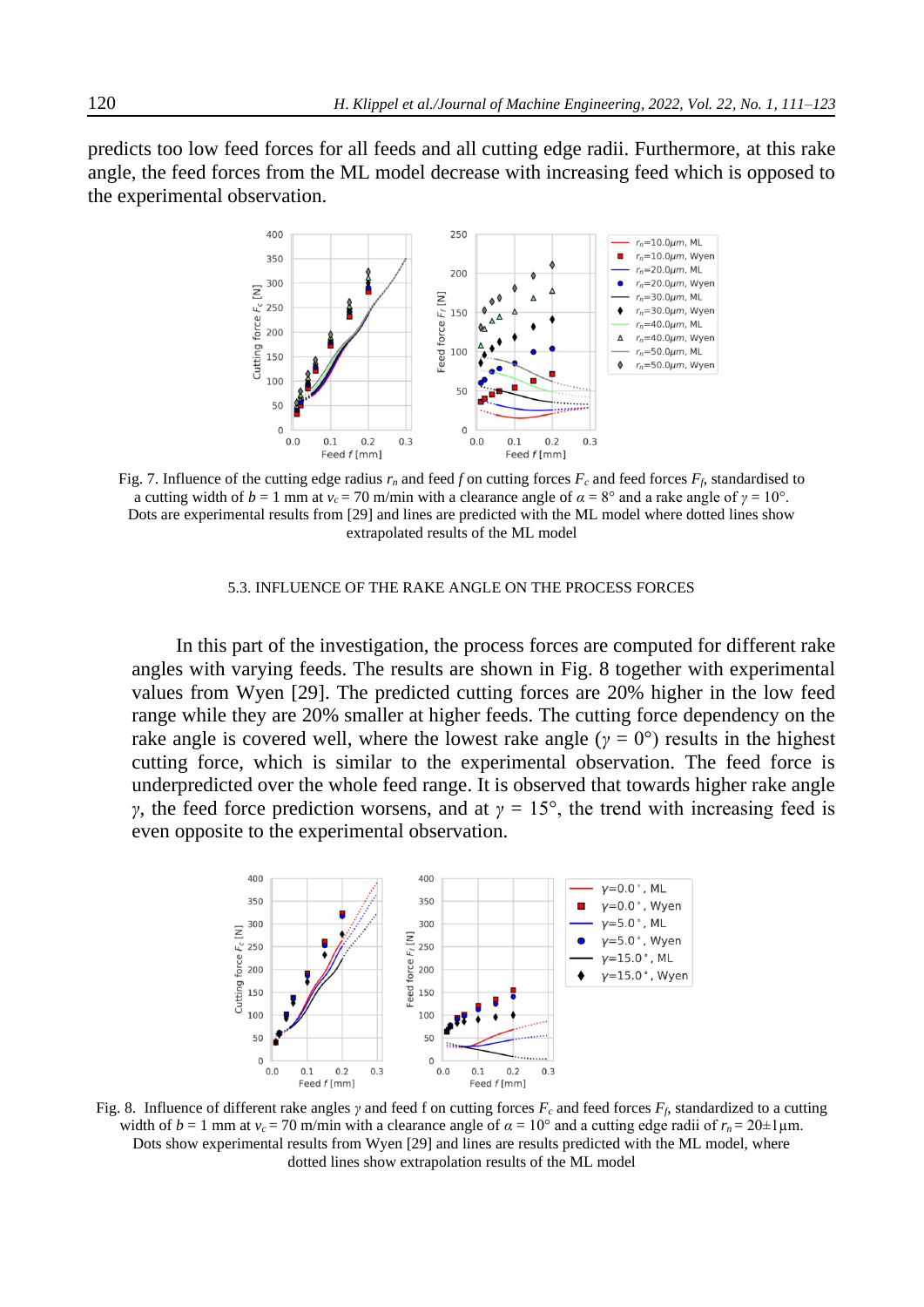predicts too low feed forces for all feeds and all cutting edge radii. Furthermore, at this rake angle, the feed forces from the ML model decrease with increasing feed which is opposed to the experimental observation.

Fig. 7. Influence of the cutting edge radius $r_n$ and feed $f$ on cutting forces $F_c$ and feed forces $F_f$, standardised to a cutting width of $b$ = 1 mm at $v_c$ = 70 m/min with a clearance angle of $\alpha$ = 8° and a rake angle of $\gamma$ = 10°. Dots are experimental results from [29] and lines are predicted with the ML model where dotted lines show extrapolated results of the ML model

### 5.3. INFLUENCE OF THE RAKE ANGLE ON THE PROCESS FORCES

In this part of the investigation, the process forces are computed for different rake angles with varying feeds. The results are shown in Fig. 8 together with experimental values from Wyen [29]. The predicted cutting forces are 20% higher in the low feed range while they are 20% smaller at higher feeds. The cutting force dependency on the rake angle is covered well, where the lowest rake angle ($\gamma$ = 0°) results in the highest cutting force, which is similar to the experimental observation. The feed force is underpredicted over the whole feed range. It is observed that towards higher rake angle $\gamma$, the feed force prediction worsens, and at $\gamma$ = 15°, the trend with increasing feed is even opposite to the experimental observation.

Fig. 8. Influence of different rake angles $\gamma$ and feed f on cutting forces $F_c$ and feed forces $F_f$, standardized to a cutting width of $b$ = 1 mm at $v_c$ = 70 m/min with a clearance angle of $\alpha$ = 10° and a cutting edge radii of $r_n$ = 20±1 µm. Dots show experimental results from Wyen [29] and lines are results predicted with the ML model, where dotted lines show extrapolation results of the ML model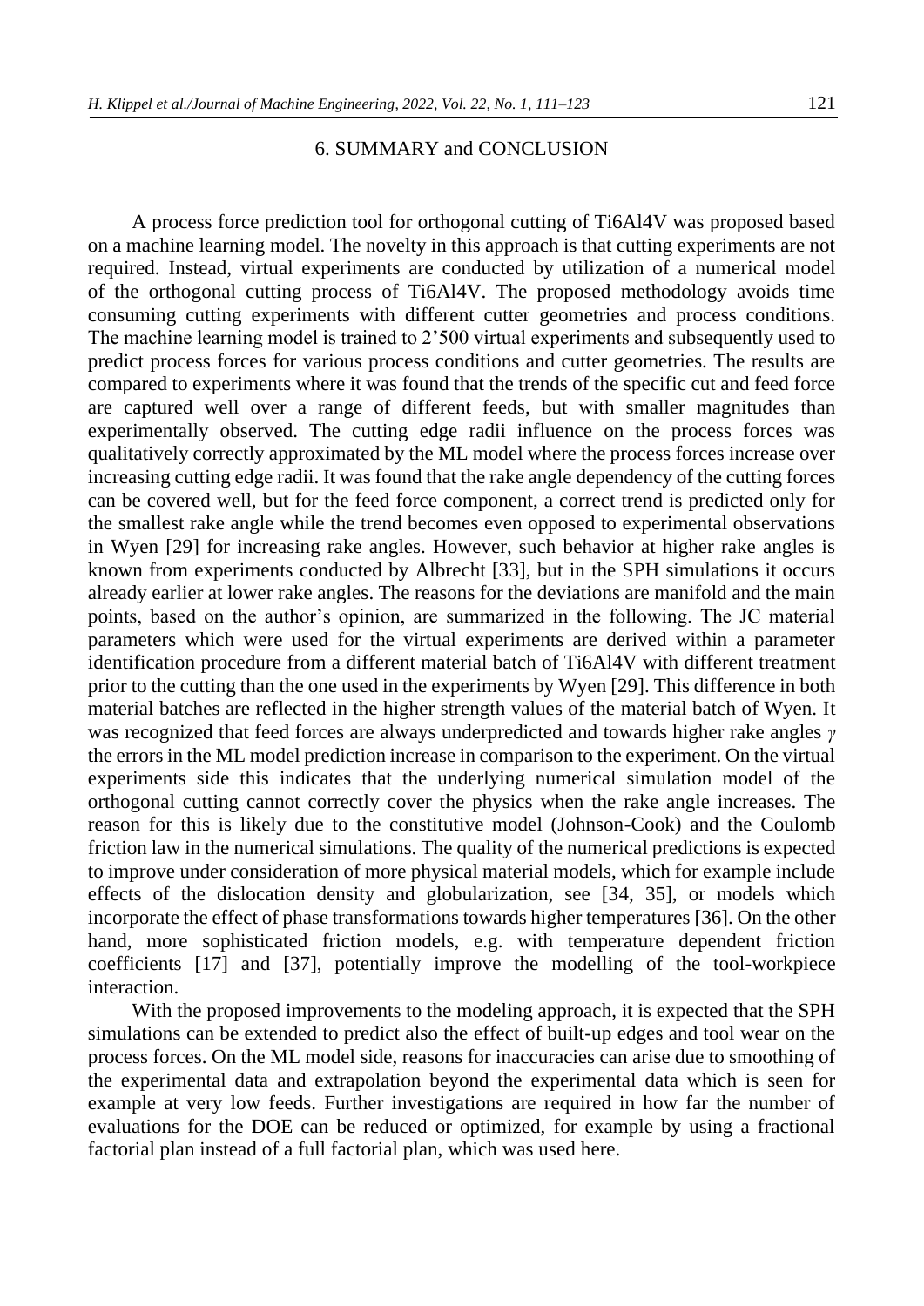## 6. SUMMARY and CONCLUSION

A process force prediction tool for orthogonal cutting of Ti6Al4V was proposed based on a machine learning model. The novelty in this approach is that cutting experiments are not required. Instead, virtual experiments are conducted by utilization of a numerical model of the orthogonal cutting process of Ti6Al4V. The proposed methodology avoids time consuming cutting experiments with different cutter geometries and process conditions. The machine learning model is trained to 2'500 virtual experiments and subsequently used to predict process forces for various process conditions and cutter geometries. The results are compared to experiments where it was found that the trends of the specific cut and feed force are captured well over a range of different feeds, but with smaller magnitudes than experimentally observed. The cutting edge radii influence on the process forces was qualitatively correctly approximated by the ML model where the process forces increase over increasing cutting edge radii. It was found that the rake angle dependency of the cutting forces can be covered well, but for the feed force component, a correct trend is predicted only for the smallest rake angle while the trend becomes even opposed to experimental observations in Wyen [29] for increasing rake angles. However, such behavior at higher rake angles is known from experiments conducted by Albrecht [33], but in the SPH simulations it occurs already earlier at lower rake angles. The reasons for the deviations are manifold and the main points, based on the author's opinion, are summarized in the following. The JC material parameters which were used for the virtual experiments are derived within a parameter identification procedure from a different material batch of Ti6Al4V with different treatment prior to the cutting than the one used in the experiments by Wyen [29]. This difference in both material batches are reflected in the higher strength values of the material batch of Wyen. It was recognized that feed forces are always underpredicted and towards higher rake angles $\gamma$ the errors in the ML model prediction increase in comparison to the experiment. On the virtual experiments side this indicates that the underlying numerical simulation model of the orthogonal cutting cannot correctly cover the physics when the rake angle increases. The reason for this is likely due to the constitutive model (Johnson-Cook) and the Coulomb friction law in the numerical simulations. The quality of the numerical predictions is expected to improve under consideration of more physical material models, which for example include effects of the dislocation density and globularization, see [34, 35], or models which incorporate the effect of phase transformations towards higher temperatures [36]. On the other hand, more sophisticated friction models, e.g. with temperature dependent friction coefficients [17] and [37], potentially improve the modelling of the tool-workpiece interaction.

With the proposed improvements to the modeling approach, it is expected that the SPH simulations can be extended to predict also the effect of built-up edges and tool wear on the process forces. On the ML model side, reasons for inaccuracies can arise due to smoothing of the experimental data and extrapolation beyond the experimental data which is seen for example at very low feeds. Further investigations are required in how far the number of evaluations for the DOE can be reduced or optimized, for example by using a fractional factorial plan instead of a full factorial plan, which was used here.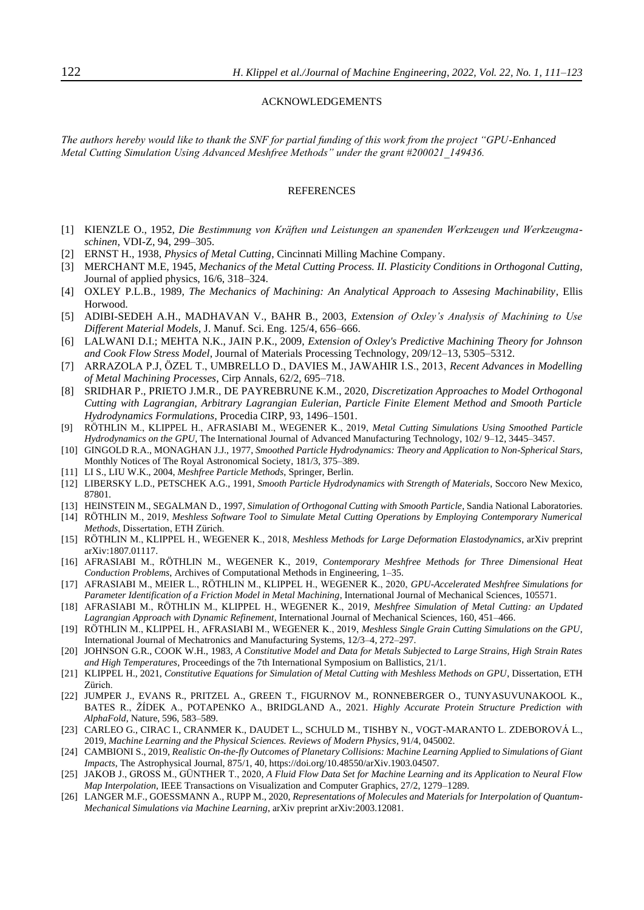## ACKNOWLEDGEMENTS

*The authors hereby would like to thank the SNF for partial funding of this work from the project "GPU-Enhanced Metal Cutting Simulation Using Advanced Meshfree Methods" under the grant #200021_149436.*

## REFERENCES

[1] KIENZLE O., 1952, *Die Bestimmung von Kräften und Leistungen an spanenden Werkzeugen und Werkzeugmaschinen*, VDI-Z, 94, 299–305.

[2] ERNST H., 1938, *Physics of Metal Cutting*, Cincinnati Milling Machine Company.

[3] MERCHANT M.E, 1945, *Mechanics of the Metal Cutting Process. II. Plasticity Conditions in Orthogonal Cutting*, Journal of applied physics, 16/6, 318–324.

[4] OXLEY P.L.B., 1989, *The Mechanics of Machining: An Analytical Approach to Assesing Machinability*, Ellis Horwood.

[5] ADIBI-SEDEH A.H., MADHAVAN V., BAHR B., 2003, *Extension of Oxley's Analysis of Machining to Use Different Material Models*, J. Manuf. Sci. Eng. 125/4, 656–666.

[6] LALWANI D.I.; MEHTA N.K., JAIN P.K., 2009, *Extension of Oxley's Predictive Machining Theory for Johnson and Cook Flow Stress Model*, Journal of Materials Processing Technology, 209/12–13, 5305–5312.

[7] ARRAZOLA P.J, ÖZEL T., UMBRELLO D., DAVIES M., JAWAHIR I.S., 2013, *Recent Advances in Modelling of Metal Machining Processes*, Cirp Annals, 62/2, 695–718.

[8] SRIDHAR P., PRIETO J.M.R., DE PAYREBRUNE K.M., 2020, *Discretization Approaches to Model Orthogonal Cutting with Lagrangian, Arbitrary Lagrangian Eulerian, Particle Finite Element Method and Smooth Particle Hydrodynamics Formulations*, Procedia CIRP, 93, 1496–1501.

[9] RÖTHLIN M., KLIPPEL H., AFRASIABI M., WEGENER K., 2019, *Metal Cutting Simulations Using Smoothed Particle Hydrodynamics on the GPU*, The International Journal of Advanced Manufacturing Technology, 102/ 9–12, 3445–3457.

[10] GINGOLD R.A., MONAGHAN J.J., 1977, *Smoothed Particle Hydrodynamics: Theory and Application to Non-Spherical Stars*, Monthly Notices of The Royal Astronomical Society, 181/3, 375–389.

[11] LI S., LIU W.K., 2004, *Meshfree Particle Methods*, Springer, Berlin.

[12] LIBERSKY L.D., PETSCHEK A.G., 1991, *Smooth Particle Hydrodynamics with Strength of Materials*, Soccoro New Mexico, 87801.

[13] HEINSTEIN M., SEGALMAN D., 1997, *Simulation of Orthogonal Cutting with Smooth Particle*, Sandia National Laboratories.

[14] RÖTHLIN M., 2019, *Meshless Software Tool to Simulate Metal Cutting Operations by Employing Contemporary Numerical Methods*, Dissertation, ETH Zürich.

[15] RÖTHLIN M., KLIPPEL H., WEGENER K., 2018, *Meshless Methods for Large Deformation Elastodynamics*, arXiv preprint arXiv:1807.01117.

[16] AFRASIABI M., RÖTHLIN M., WEGENER K., 2019, *Contemporary Meshfree Methods for Three Dimensional Heat Conduction Problems*, Archives of Computational Methods in Engineering, 1–35.

[17] AFRASIABI M., MEIER L., RÖTHLIN M., KLIPPEL H., WEGENER K., 2020, *GPU-Accelerated Meshfree Simulations for Parameter Identification of a Friction Model in Metal Machining*, International Journal of Mechanical Sciences, 105571.

[18] AFRASIABI M., RÖTHLIN M., KLIPPEL H., WEGENER K., 2019, *Meshfree Simulation of Metal Cutting: an Updated Lagrangian Approach with Dynamic Refinement*, International Journal of Mechanical Sciences, 160, 451–466.

[19] RÖTHLIN M., KLIPPEL H., AFRASIABI M., WEGENER K., 2019, *Meshless Single Grain Cutting Simulations on the GPU*, International Journal of Mechatronics and Manufacturing Systems, 12/3–4, 272–297.

[20] JOHNSON G.R., COOK W.H., 1983, *A Constitutive Model and Data for Metals Subjected to Large Strains, High Strain Rates and High Temperatures*, Proceedings of the 7th International Symposium on Ballistics, 21/1.

[21] KLIPPEL H., 2021, *Constitutive Equations for Simulation of Metal Cutting with Meshless Methods on GPU*, Dissertation, ETH Zürich.

[22] JUMPER J., EVANS R., PRITZEL A., GREEN T., FIGURNOV M., RONNEBERGER O., TUNYASUVUNAKOOL K., BATES R., ŽÍDEK A., POTAPENKO A., BRIDGLAND A., 2021. *Highly Accurate Protein Structure Prediction with AlphaFold*, Nature, 596, 583–589.

[23] CARLEO G., CIRAC I., CRANMER K., DAUDET L., SCHULD M., TISHBY N., VOGT-MARANTO L. ZDEBOROVÁ L., 2019, *Machine Learning and the Physical Sciences. Reviews of Modern Physics*, 91/4, 045002.

[24] CAMBIONI S., 2019, *Realistic On-the-fly Outcomes of Planetary Collisions: Machine Learning Applied to Simulations of Giant Impacts*, The Astrophysical Journal, 875/1, 40, https://doi.org/10.48550/arXiv.1903.04507.

[25] JAKOB J., GROSS M., GÜNTHER T., 2020, *A Fluid Flow Data Set for Machine Learning and its Application to Neural Flow Map Interpolation*, IEEE Transactions on Visualization and Computer Graphics, 27/2, 1279–1289.

[26] LANGER M.F., GOESSMANN A., RUPP M., 2020, *Representations of Molecules and Materials for Interpolation of Quantum-Mechanical Simulations via Machine Learning*, arXiv preprint arXiv:2003.12081.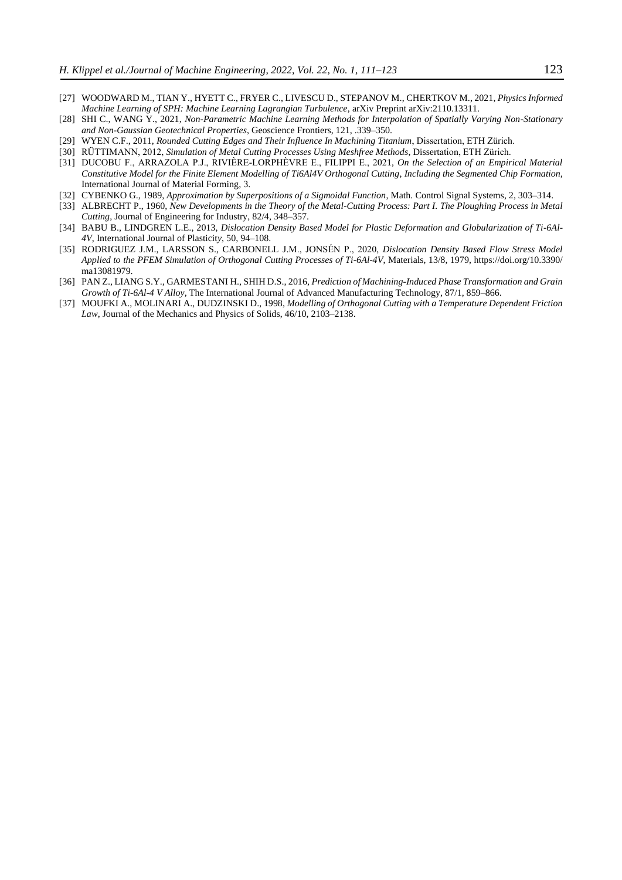[27] WOODWARD M., TIAN Y., HYETT C., FRYER C., LIVESCU D., STEPANOV M., CHERTKOV M., 2021, *Physics Informed Machine Learning of SPH: Machine Learning Lagrangian Turbulence*, arXiv Preprint arXiv:2110.13311.

[28] SHI C., WANG Y., 2021, *Non-Parametric Machine Learning Methods for Interpolation of Spatially Varying Non-Stationary and Non-Gaussian Geotechnical Properties*, Geoscience Frontiers, 121, .339–350.

[29] WYEN C.F., 2011, *Rounded Cutting Edges and Their Influence In Machining Titanium*, Dissertation, ETH Zürich.

[30] RÜTTIMANN, 2012, *Simulation of Metal Cutting Processes Using Meshfree Methods*, Dissertation, ETH Zürich.

[31] DUCOBU F., ARRAZOLA P.J., RIVIÈRE-LORPHÈVRE E., FILIPPI E., 2021, *On the Selection of an Empirical Material Constitutive Model for the Finite Element Modelling of Ti6Al4V Orthogonal Cutting, Including the Segmented Chip Formation*, International Journal of Material Forming, 3.

[32] CYBENKO G., 1989, *Approximation by Superpositions of a Sigmoidal Function*, Math. Control Signal Systems, 2, 303–314.

[33] ALBRECHT P., 1960, *New Developments in the Theory of the Metal-Cutting Process: Part I. The Ploughing Process in Metal Cutting*, Journal of Engineering for Industry, 82/4, 348–357.

[34] BABU B., LINDGREN L.E., 2013, *Dislocation Density Based Model for Plastic Deformation and Globularization of Ti-6Al-4V*, International Journal of Plasticity, 50, 94–108.

[35] RODRIGUEZ J.M., LARSSON S., CARBONELL J.M., JONSÉN P., 2020, *Dislocation Density Based Flow Stress Model Applied to the PFEM Simulation of Orthogonal Cutting Processes of Ti-6Al-4V*, Materials, 13/8, 1979, https://doi.org/10.3390/ma13081979.

[36] PAN Z., LIANG S.Y., GARMESTANI H., SHIH D.S., 2016, *Prediction of Machining-Induced Phase Transformation and Grain Growth of Ti-6Al-4 V Alloy*, The International Journal of Advanced Manufacturing Technology, 87/1, 859–866.

[37] MOUFKI A., MOLINARI A., DUDZINSKI D., 1998, *Modelling of Orthogonal Cutting with a Temperature Dependent Friction Law*, Journal of the Mechanics and Physics of Solids, 46/10, 2103–2138.